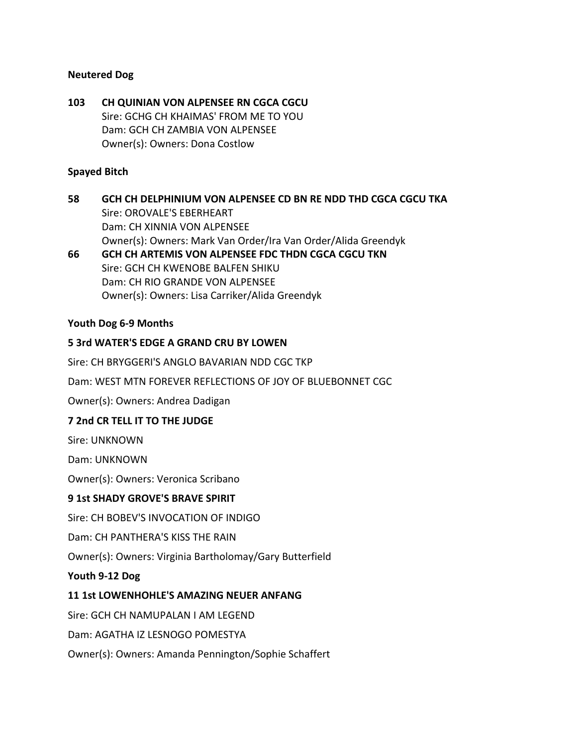**Neutered Dog**

**103 CH QUINIAN VON ALPENSEE RN CGCA CGCU**
Sire: GCHG CH KHAIMAS' FROM ME TO YOU
Dam: GCH CH ZAMBIA VON ALPENSEE
Owner(s): Owners: Dona Costlow

**Spayed Bitch**

**58 GCH CH DELPHINIUM VON ALPENSEE CD BN RE NDD THD CGCA CGCU TKA**
Sire: OROVALE'S EBERHEART
Dam: CH XINNIA VON ALPENSEE
Owner(s): Owners: Mark Van Order/Ira Van Order/Alida Greendyk

**66 GCH CH ARTEMIS VON ALPENSEE FDC THDN CGCA CGCU TKN**
Sire: GCH CH KWENOBE BALFEN SHIKU
Dam: CH RIO GRANDE VON ALPENSEE
Owner(s): Owners: Lisa Carriker/Alida Greendyk

**Youth Dog 6-9 Months**

**5 3rd WATER'S EDGE A GRAND CRU BY LOWEN**

Sire: CH BRYGGERI'S ANGLO BAVARIAN NDD CGC TKP

Dam: WEST MTN FOREVER REFLECTIONS OF JOY OF BLUEBONNET CGC

Owner(s): Owners: Andrea Dadigan

**7 2nd CR TELL IT TO THE JUDGE**

Sire: UNKNOWN

Dam: UNKNOWN

Owner(s): Owners: Veronica Scribano

**9 1st SHADY GROVE'S BRAVE SPIRIT**

Sire: CH BOBEV'S INVOCATION OF INDIGO

Dam: CH PANTHERA'S KISS THE RAIN

Owner(s): Owners: Virginia Bartholomay/Gary Butterfield

**Youth 9-12 Dog**

**11 1st LOWENHOHLE'S AMAZING NEUER ANFANG**

Sire: GCH CH NAMUPALAN I AM LEGEND

Dam: AGATHA IZ LESNOGO POMESTYA

Owner(s): Owners: Amanda Pennington/Sophie Schaffert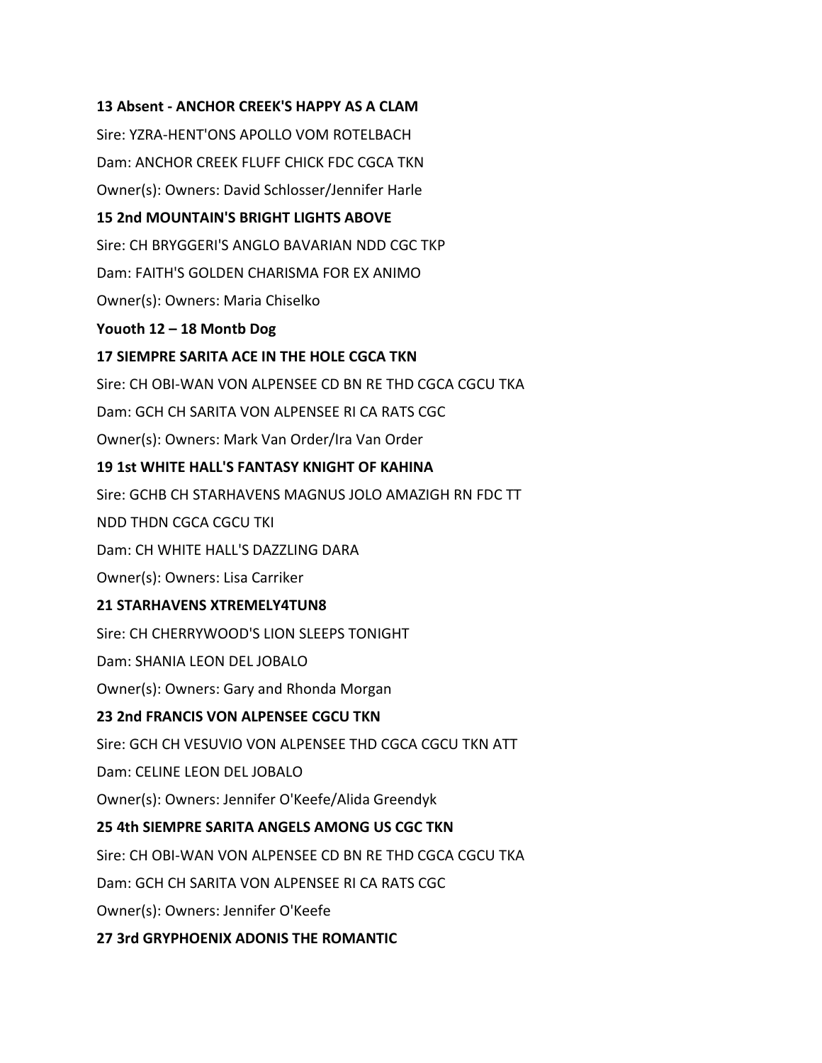**13 Absent - ANCHOR CREEK'S HAPPY AS A CLAM**

Sire: YZRA-HENT'ONS APOLLO VOM ROTELBACH

Dam: ANCHOR CREEK FLUFF CHICK FDC CGCA TKN

Owner(s): Owners: David Schlosser/Jennifer Harle

**15 2nd MOUNTAIN'S BRIGHT LIGHTS ABOVE**

Sire: CH BRYGGERI'S ANGLO BAVARIAN NDD CGC TKP

Dam: FAITH'S GOLDEN CHARISMA FOR EX ANIMO

Owner(s): Owners: Maria Chiselko

**Youoth 12 – 18 Montb Dog**

**17 SIEMPRE SARITA ACE IN THE HOLE CGCA TKN**

Sire: CH OBI-WAN VON ALPENSEE CD BN RE THD CGCA CGCU TKA

Dam: GCH CH SARITA VON ALPENSEE RI CA RATS CGC

Owner(s): Owners: Mark Van Order/Ira Van Order

**19 1st WHITE HALL'S FANTASY KNIGHT OF KAHINA**

Sire: GCHB CH STARHAVENS MAGNUS JOLO AMAZIGH RN FDC TT NDD THDN CGCA CGCU TKI

Dam: CH WHITE HALL'S DAZZLING DARA

Owner(s): Owners: Lisa Carriker

**21 STARHAVENS XTREMELY4TUN8**

Sire: CH CHERRYWOOD'S LION SLEEPS TONIGHT

Dam: SHANIA LEON DEL JOBALO

Owner(s): Owners: Gary and Rhonda Morgan

**23 2nd FRANCIS VON ALPENSEE CGCU TKN**

Sire: GCH CH VESUVIO VON ALPENSEE THD CGCA CGCU TKN ATT

Dam: CELINE LEON DEL JOBALO

Owner(s): Owners: Jennifer O'Keefe/Alida Greendyk

**25 4th SIEMPRE SARITA ANGELS AMONG US CGC TKN**

Sire: CH OBI-WAN VON ALPENSEE CD BN RE THD CGCA CGCU TKA

Dam: GCH CH SARITA VON ALPENSEE RI CA RATS CGC

Owner(s): Owners: Jennifer O'Keefe

**27 3rd GRYPHOENIX ADONIS THE ROMANTIC**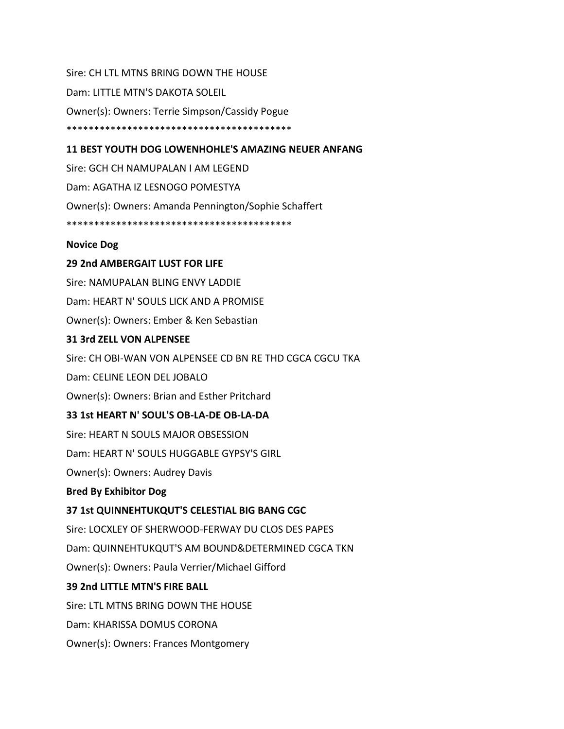Sire: CH LTL MTNS BRING DOWN THE HOUSE

Dam: LITTLE MTN'S DAKOTA SOLEIL

Owner(s): Owners: Terrie Simpson/Cassidy Pogue

*****************************************

**11 BEST YOUTH DOG LOWENHOHLE'S AMAZING NEUER ANFANG**

Sire: GCH CH NAMUPALAN I AM LEGEND

Dam: AGATHA IZ LESNOGO POMESTYA

Owner(s): Owners: Amanda Pennington/Sophie Schaffert

*****************************************

**Novice Dog**

**29 2nd AMBERGAIT LUST FOR LIFE**

Sire: NAMUPALAN BLING ENVY LADDIE

Dam: HEART N' SOULS LICK AND A PROMISE

Owner(s): Owners: Ember & Ken Sebastian

**31 3rd ZELL VON ALPENSEE**

Sire: CH OBI-WAN VON ALPENSEE CD BN RE THD CGCA CGCU TKA

Dam: CELINE LEON DEL JOBALO

Owner(s): Owners: Brian and Esther Pritchard

**33 1st HEART N' SOUL'S OB-LA-DE OB-LA-DA**

Sire: HEART N SOULS MAJOR OBSESSION

Dam: HEART N' SOULS HUGGABLE GYPSY'S GIRL

Owner(s): Owners: Audrey Davis

**Bred By Exhibitor Dog**

**37 1st QUINNEHTUKQUT'S CELESTIAL BIG BANG CGC**

Sire: LOCXLEY OF SHERWOOD-FERWAY DU CLOS DES PAPES

Dam: QUINNEHTUKQUT'S AM BOUND&DETERMINED CGCA TKN

Owner(s): Owners: Paula Verrier/Michael Gifford

**39 2nd LITTLE MTN'S FIRE BALL**

Sire: LTL MTNS BRING DOWN THE HOUSE

Dam: KHARISSA DOMUS CORONA

Owner(s): Owners: Frances Montgomery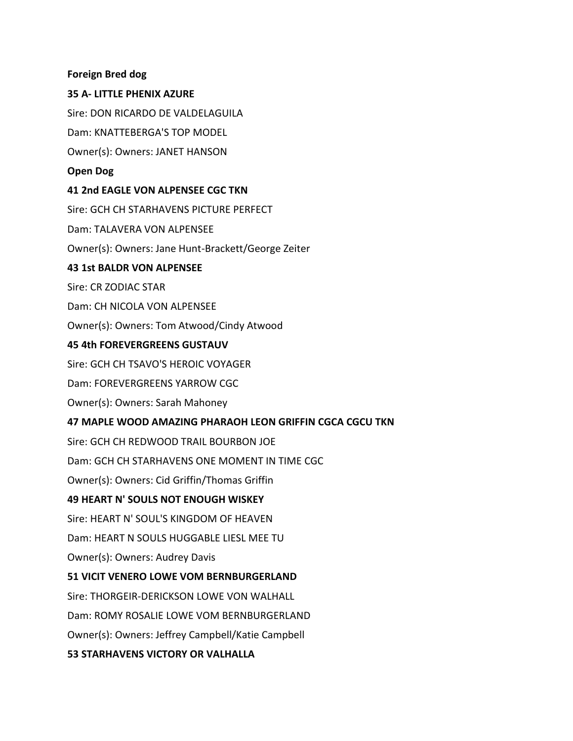**Foreign Bred dog**

**35 A- LITTLE PHENIX AZURE**

Sire: DON RICARDO DE VALDELAGUILA

Dam: KNATTEBERGA'S TOP MODEL

Owner(s): Owners: JANET HANSON

**Open Dog**

**41 2nd EAGLE VON ALPENSEE CGC TKN**

Sire: GCH CH STARHAVENS PICTURE PERFECT

Dam: TALAVERA VON ALPENSEE

Owner(s): Owners: Jane Hunt-Brackett/George Zeiter

**43 1st BALDR VON ALPENSEE**

Sire: CR ZODIAC STAR

Dam: CH NICOLA VON ALPENSEE

Owner(s): Owners: Tom Atwood/Cindy Atwood

**45 4th FOREVERGREENS GUSTAUV**

Sire: GCH CH TSAVO'S HEROIC VOYAGER

Dam: FOREVERGREENS YARROW CGC

Owner(s): Owners: Sarah Mahoney

**47 MAPLE WOOD AMAZING PHARAOH LEON GRIFFIN CGCA CGCU TKN**

Sire: GCH CH REDWOOD TRAIL BOURBON JOE

Dam: GCH CH STARHAVENS ONE MOMENT IN TIME CGC

Owner(s): Owners: Cid Griffin/Thomas Griffin

**49 HEART N' SOULS NOT ENOUGH WISKEY**

Sire: HEART N' SOUL'S KINGDOM OF HEAVEN

Dam: HEART N SOULS HUGGABLE LIESL MEE TU

Owner(s): Owners: Audrey Davis

**51 VICIT VENERO LOWE VOM BERNBURGERLAND**

Sire: THORGEIR-DERICKSON LOWE VON WALHALL

Dam: ROMY ROSALIE LOWE VOM BERNBURGERLAND

Owner(s): Owners: Jeffrey Campbell/Katie Campbell

**53 STARHAVENS VICTORY OR VALHALLA**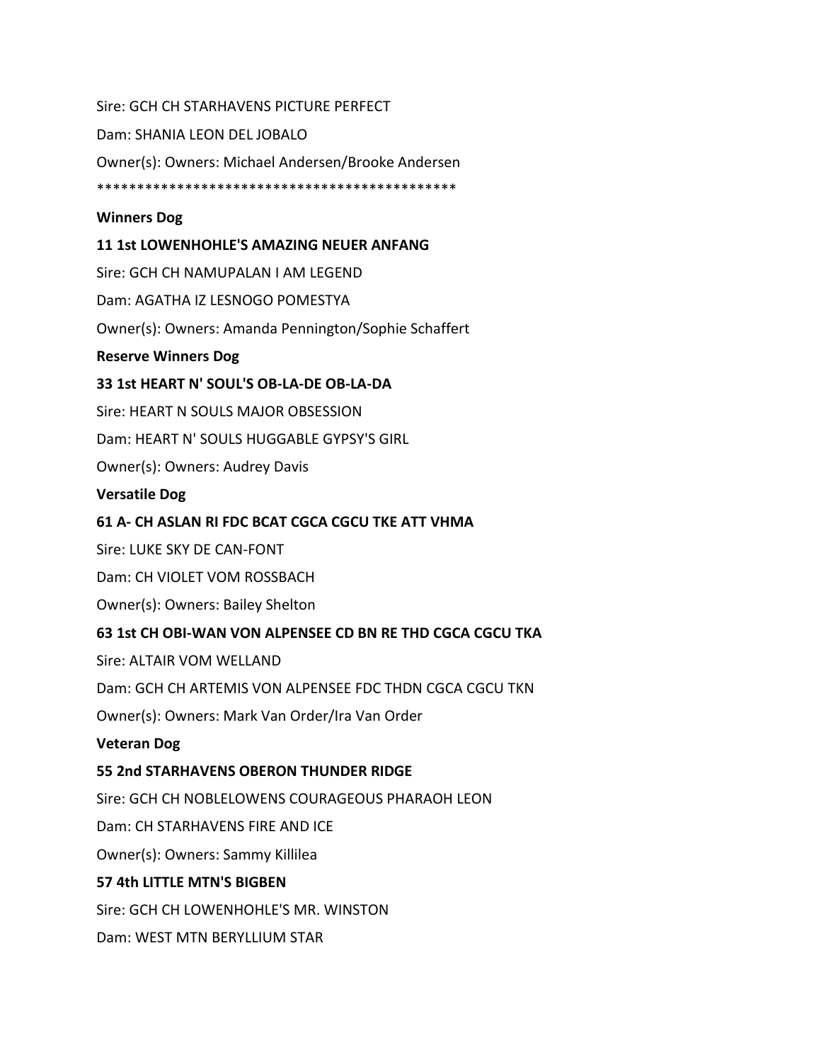Sire: GCH CH STARHAVENS PICTURE PERFECT

Dam: SHANIA LEON DEL JOBALO

Owner(s): Owners: Michael Andersen/Brooke Andersen

*********************************************

**Winners Dog**

**11 1st LOWENHOHLE'S AMAZING NEUER ANFANG**

Sire: GCH CH NAMUPALAN I AM LEGEND

Dam: AGATHA IZ LESNOGO POMESTYA

Owner(s): Owners: Amanda Pennington/Sophie Schaffert

**Reserve Winners Dog**

**33 1st HEART N' SOUL'S OB-LA-DE OB-LA-DA**

Sire: HEART N SOULS MAJOR OBSESSION

Dam: HEART N' SOULS HUGGABLE GYPSY'S GIRL

Owner(s): Owners: Audrey Davis

**Versatile Dog**

**61 A- CH ASLAN RI FDC BCAT CGCA CGCU TKE ATT VHMA**

Sire: LUKE SKY DE CAN-FONT

Dam: CH VIOLET VOM ROSSBACH

Owner(s): Owners: Bailey Shelton

**63 1st CH OBI-WAN VON ALPENSEE CD BN RE THD CGCA CGCU TKA**

Sire: ALTAIR VOM WELLAND

Dam: GCH CH ARTEMIS VON ALPENSEE FDC THDN CGCA CGCU TKN

Owner(s): Owners: Mark Van Order/Ira Van Order

**Veteran Dog**

**55 2nd STARHAVENS OBERON THUNDER RIDGE**

Sire: GCH CH NOBLELOWENS COURAGEOUS PHARAOH LEON

Dam: CH STARHAVENS FIRE AND ICE

Owner(s): Owners: Sammy Killilea

**57 4th LITTLE MTN'S BIGBEN**

Sire: GCH CH LOWENHOHLE'S MR. WINSTON

Dam: WEST MTN BERYLLIUM STAR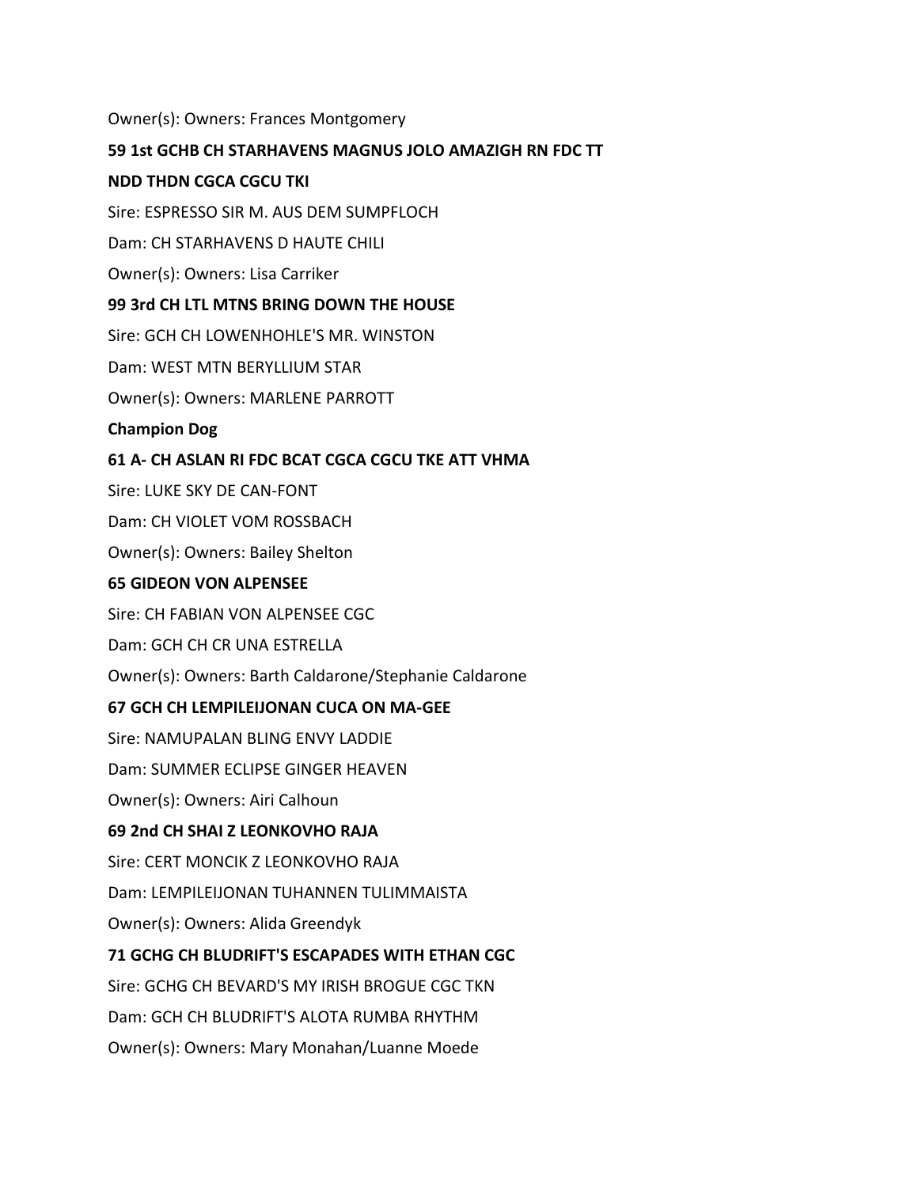Owner(s): Owners: Frances Montgomery

**59 1st GCHB CH STARHAVENS MAGNUS JOLO AMAZIGH RN FDC TT NDD THDN CGCA CGCU TKI**

Sire: ESPRESSO SIR M. AUS DEM SUMPFLOCH

Dam: CH STARHAVENS D HAUTE CHILI

Owner(s): Owners: Lisa Carriker

**99 3rd CH LTL MTNS BRING DOWN THE HOUSE**

Sire: GCH CH LOWENHOHLE'S MR. WINSTON

Dam: WEST MTN BERYLLIUM STAR

Owner(s): Owners: MARLENE PARROTT

**Champion Dog**

**61 A- CH ASLAN RI FDC BCAT CGCA CGCU TKE ATT VHMA**

Sire: LUKE SKY DE CAN-FONT

Dam: CH VIOLET VOM ROSSBACH

Owner(s): Owners: Bailey Shelton

**65 GIDEON VON ALPENSEE**

Sire: CH FABIAN VON ALPENSEE CGC

Dam: GCH CH CR UNA ESTRELLA

Owner(s): Owners: Barth Caldarone/Stephanie Caldarone

**67 GCH CH LEMPILEIJONAN CUCA ON MA-GEE**

Sire: NAMUPALAN BLING ENVY LADDIE

Dam: SUMMER ECLIPSE GINGER HEAVEN

Owner(s): Owners: Airi Calhoun

**69 2nd CH SHAI Z LEONKOVHO RAJA**

Sire: CERT MONCIK Z LEONKOVHO RAJA

Dam: LEMPILEIJONAN TUHANNEN TULIMMAISTA

Owner(s): Owners: Alida Greendyk

**71 GCHG CH BLUDRIFT'S ESCAPADES WITH ETHAN CGC**

Sire: GCHG CH BEVARD'S MY IRISH BROGUE CGC TKN

Dam: GCH CH BLUDRIFT'S ALOTA RUMBA RHYTHM

Owner(s): Owners: Mary Monahan/Luanne Moede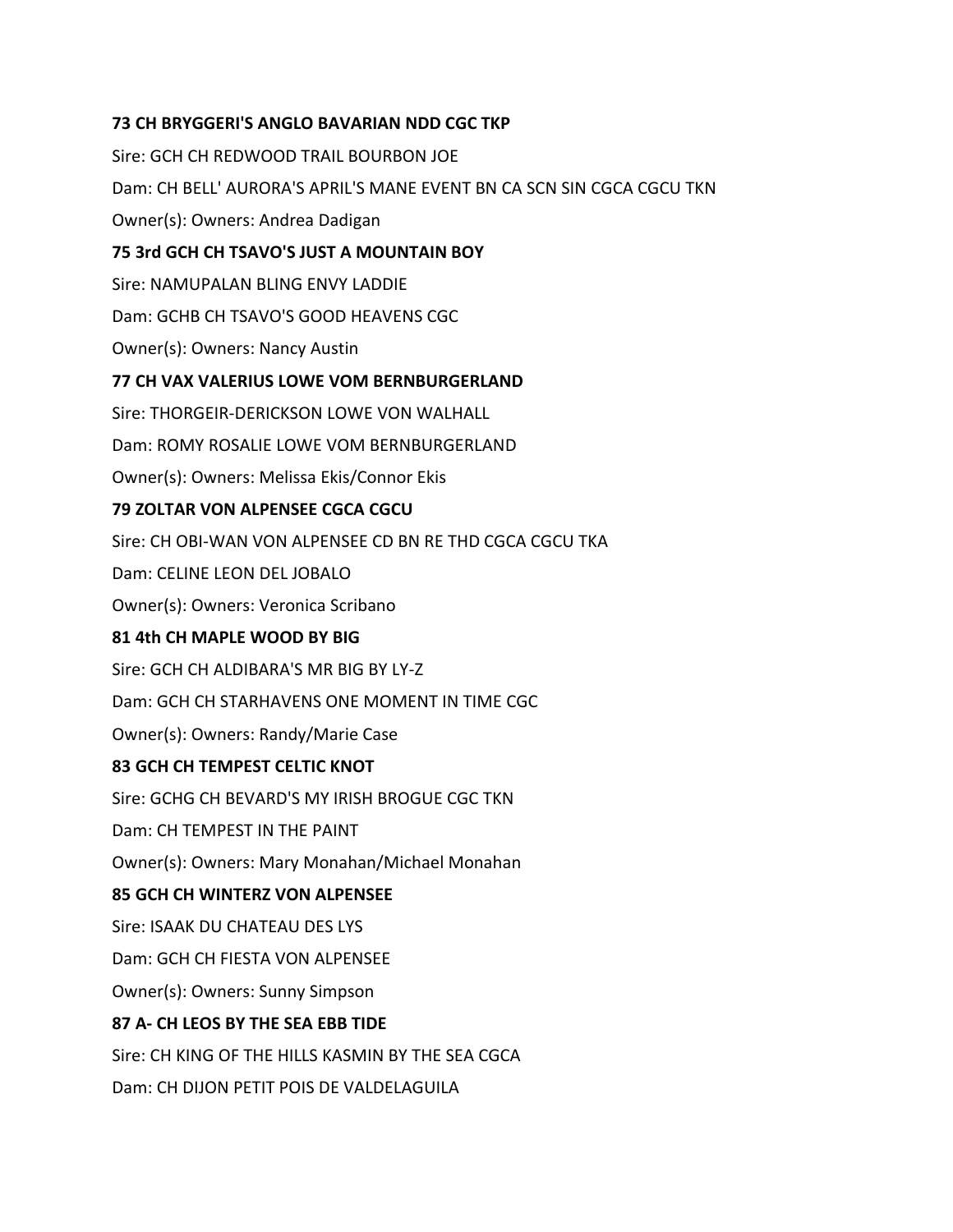**73 CH BRYGGERI'S ANGLO BAVARIAN NDD CGC TKP**

Sire: GCH CH REDWOOD TRAIL BOURBON JOE

Dam: CH BELL' AURORA'S APRIL'S MANE EVENT BN CA SCN SIN CGCA CGCU TKN

Owner(s): Owners: Andrea Dadigan

**75 3rd GCH CH TSAVO'S JUST A MOUNTAIN BOY**

Sire: NAMUPALAN BLING ENVY LADDIE

Dam: GCHB CH TSAVO'S GOOD HEAVENS CGC

Owner(s): Owners: Nancy Austin

**77 CH VAX VALERIUS LOWE VOM BERNBURGERLAND**

Sire: THORGEIR-DERICKSON LOWE VON WALHALL

Dam: ROMY ROSALIE LOWE VOM BERNBURGERLAND

Owner(s): Owners: Melissa Ekis/Connor Ekis

**79 ZOLTAR VON ALPENSEE CGCA CGCU**

Sire: CH OBI-WAN VON ALPENSEE CD BN RE THD CGCA CGCU TKA

Dam: CELINE LEON DEL JOBALO

Owner(s): Owners: Veronica Scribano

**81 4th CH MAPLE WOOD BY BIG**

Sire: GCH CH ALDIBARA'S MR BIG BY LY-Z

Dam: GCH CH STARHAVENS ONE MOMENT IN TIME CGC

Owner(s): Owners: Randy/Marie Case

**83 GCH CH TEMPEST CELTIC KNOT**

Sire: GCHG CH BEVARD'S MY IRISH BROGUE CGC TKN

Dam: CH TEMPEST IN THE PAINT

Owner(s): Owners: Mary Monahan/Michael Monahan

**85 GCH CH WINTERZ VON ALPENSEE**

Sire: ISAAK DU CHATEAU DES LYS

Dam: GCH CH FIESTA VON ALPENSEE

Owner(s): Owners: Sunny Simpson

**87 A- CH LEOS BY THE SEA EBB TIDE**

Sire: CH KING OF THE HILLS KASMIN BY THE SEA CGCA

Dam: CH DIJON PETIT POIS DE VALDELAGUILA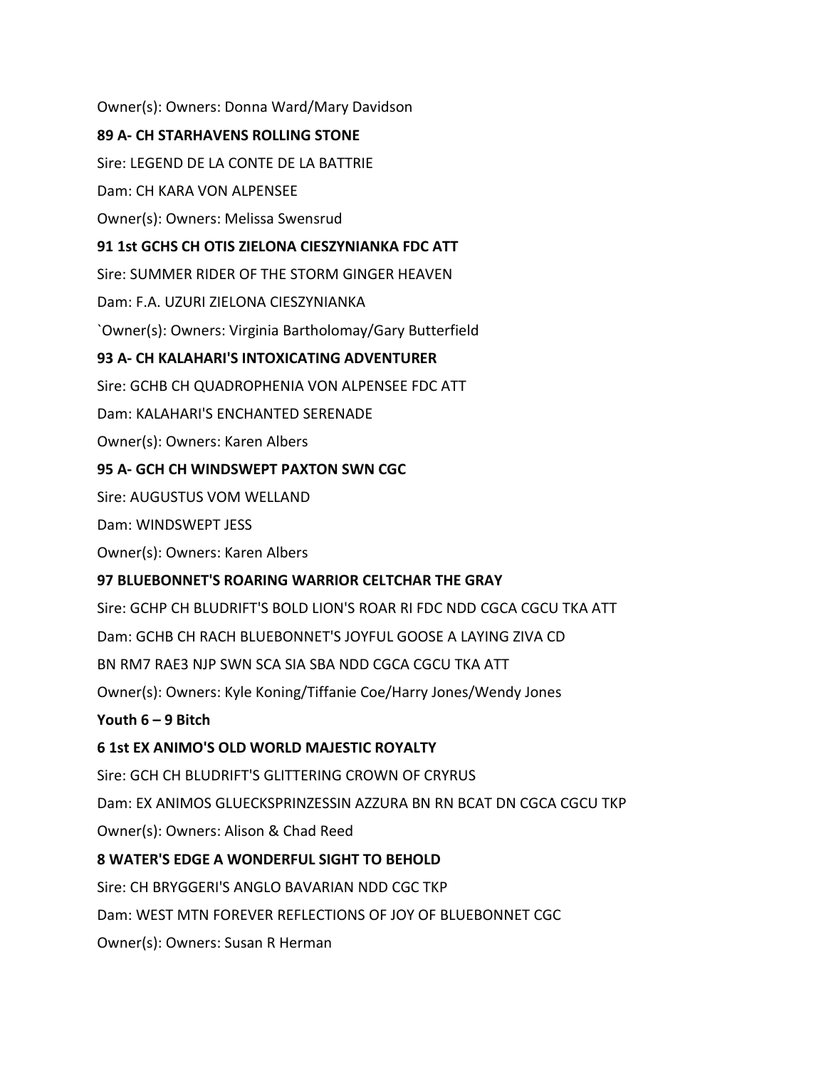Owner(s): Owners: Donna Ward/Mary Davidson

**89 A- CH STARHAVENS ROLLING STONE**

Sire: LEGEND DE LA CONTE DE LA BATTRIE

Dam: CH KARA VON ALPENSEE

Owner(s): Owners: Melissa Swensrud

**91 1st GCHS CH OTIS ZIELONA CIESZYNIANKA FDC ATT**

Sire: SUMMER RIDER OF THE STORM GINGER HEAVEN

Dam: F.A. UZURI ZIELONA CIESZYNIANKA

`Owner(s): Owners: Virginia Bartholomay/Gary Butterfield

**93 A- CH KALAHARI'S INTOXICATING ADVENTURER**

Sire: GCHB CH QUADROPHENIA VON ALPENSEE FDC ATT

Dam: KALAHARI'S ENCHANTED SERENADE

Owner(s): Owners: Karen Albers

**95 A- GCH CH WINDSWEPT PAXTON SWN CGC**

Sire: AUGUSTUS VOM WELLAND

Dam: WINDSWEPT JESS

Owner(s): Owners: Karen Albers

**97 BLUEBONNET'S ROARING WARRIOR CELTCHAR THE GRAY**

Sire: GCHP CH BLUDRIFT'S BOLD LION'S ROAR RI FDC NDD CGCA CGCU TKA ATT

Dam: GCHB CH RACH BLUEBONNET'S JOYFUL GOOSE A LAYING ZIVA CD BN RM7 RAE3 NJP SWN SCA SIA SBA NDD CGCA CGCU TKA ATT

Owner(s): Owners: Kyle Koning/Tiffanie Coe/Harry Jones/Wendy Jones

**Youth 6 – 9 Bitch**

**6 1st EX ANIMO'S OLD WORLD MAJESTIC ROYALTY**

Sire: GCH CH BLUDRIFT'S GLITTERING CROWN OF CRYRUS

Dam: EX ANIMOS GLUECKSPRINZESSIN AZZURA BN RN BCAT DN CGCA CGCU TKP

Owner(s): Owners: Alison & Chad Reed

**8 WATER'S EDGE A WONDERFUL SIGHT TO BEHOLD**

Sire: CH BRYGGERI'S ANGLO BAVARIAN NDD CGC TKP

Dam: WEST MTN FOREVER REFLECTIONS OF JOY OF BLUEBONNET CGC

Owner(s): Owners: Susan R Herman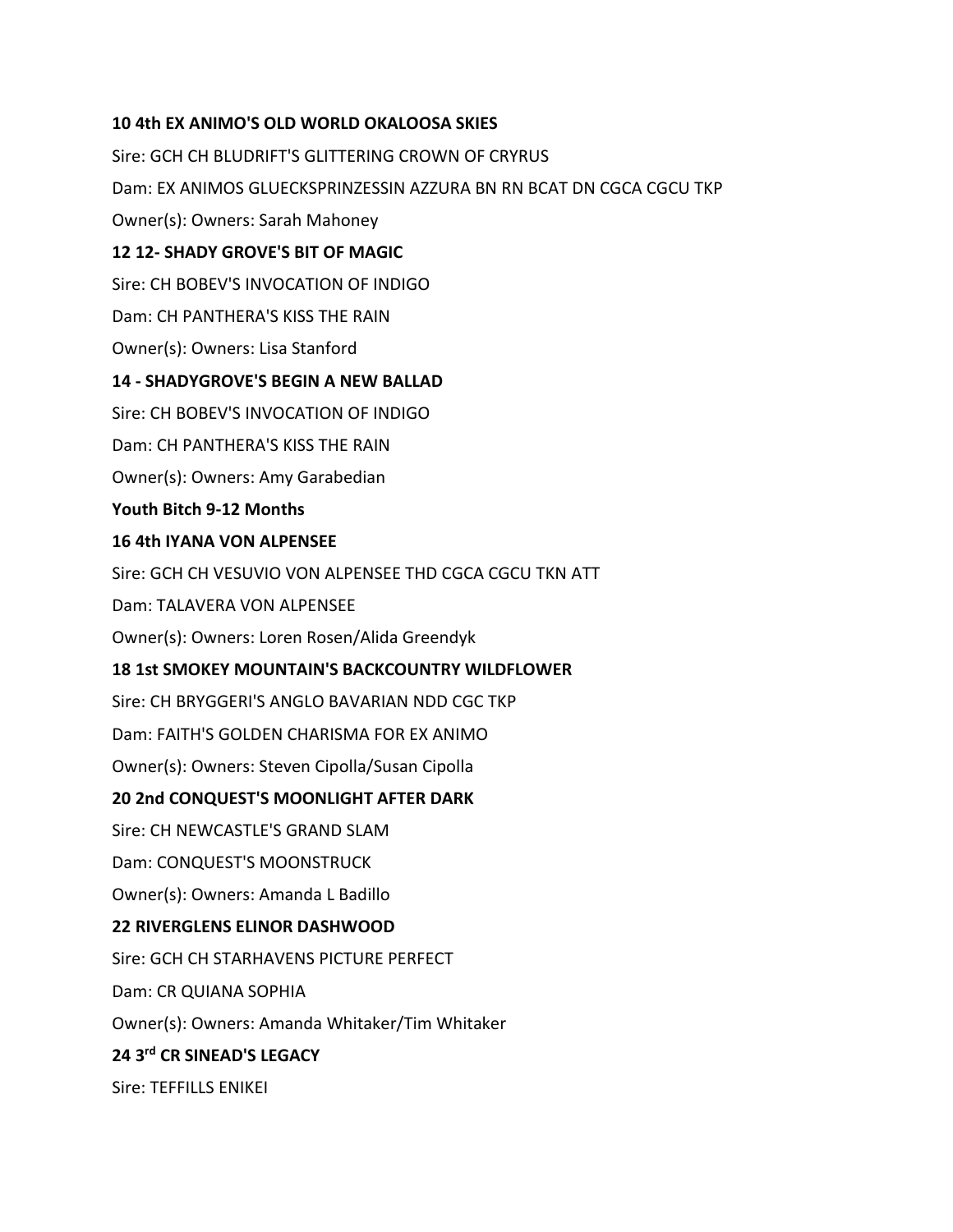**10 4th EX ANIMO'S OLD WORLD OKALOOSA SKIES**

Sire: GCH CH BLUDRIFT'S GLITTERING CROWN OF CRYRUS

Dam: EX ANIMOS GLUECKSPRINZESSIN AZZURA BN RN BCAT DN CGCA CGCU TKP

Owner(s): Owners: Sarah Mahoney

**12 12- SHADY GROVE'S BIT OF MAGIC**

Sire: CH BOBEV'S INVOCATION OF INDIGO

Dam: CH PANTHERA'S KISS THE RAIN

Owner(s): Owners: Lisa Stanford

**14 - SHADYGROVE'S BEGIN A NEW BALLAD**

Sire: CH BOBEV'S INVOCATION OF INDIGO

Dam: CH PANTHERA'S KISS THE RAIN

Owner(s): Owners: Amy Garabedian

**Youth Bitch 9-12 Months**

**16 4th IYANA VON ALPENSEE**

Sire: GCH CH VESUVIO VON ALPENSEE THD CGCA CGCU TKN ATT

Dam: TALAVERA VON ALPENSEE

Owner(s): Owners: Loren Rosen/Alida Greendyk

**18 1st SMOKEY MOUNTAIN'S BACKCOUNTRY WILDFLOWER**

Sire: CH BRYGGERI'S ANGLO BAVARIAN NDD CGC TKP

Dam: FAITH'S GOLDEN CHARISMA FOR EX ANIMO

Owner(s): Owners: Steven Cipolla/Susan Cipolla

**20 2nd CONQUEST'S MOONLIGHT AFTER DARK**

Sire: CH NEWCASTLE'S GRAND SLAM

Dam: CONQUEST'S MOONSTRUCK

Owner(s): Owners: Amanda L Badillo

**22 RIVERGLENS ELINOR DASHWOOD**

Sire: GCH CH STARHAVENS PICTURE PERFECT

Dam: CR QUIANA SOPHIA

Owner(s): Owners: Amanda Whitaker/Tim Whitaker

**24 3rd CR SINEAD'S LEGACY**

Sire: TEFFILLS ENIKEI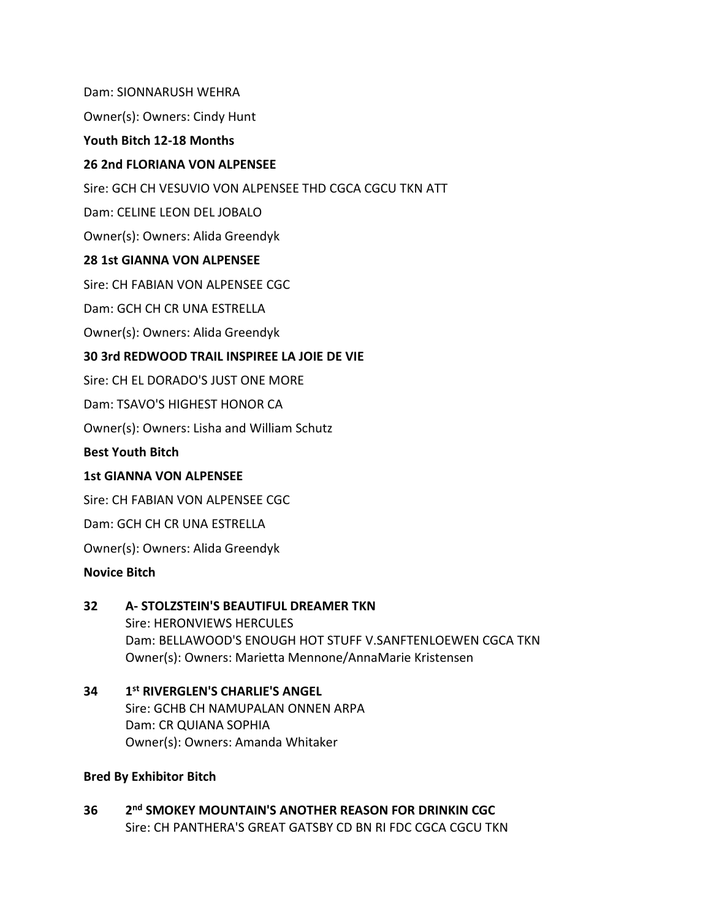Dam: SIONNARUSH WEHRA

Owner(s): Owners: Cindy Hunt

**Youth Bitch 12-18 Months**

**26 2nd FLORIANA VON ALPENSEE**

Sire: GCH CH VESUVIO VON ALPENSEE THD CGCA CGCU TKN ATT

Dam: CELINE LEON DEL JOBALO

Owner(s): Owners: Alida Greendyk

**28 1st GIANNA VON ALPENSEE**

Sire: CH FABIAN VON ALPENSEE CGC

Dam: GCH CH CR UNA ESTRELLA

Owner(s): Owners: Alida Greendyk

**30 3rd REDWOOD TRAIL INSPIREE LA JOIE DE VIE**

Sire: CH EL DORADO'S JUST ONE MORE

Dam: TSAVO'S HIGHEST HONOR CA

Owner(s): Owners: Lisha and William Schutz

**Best Youth Bitch**

**1st GIANNA VON ALPENSEE**

Sire: CH FABIAN VON ALPENSEE CGC

Dam: GCH CH CR UNA ESTRELLA

Owner(s): Owners: Alida Greendyk

**Novice Bitch**

**32 A- STOLZSTEIN'S BEAUTIFUL DREAMER TKN**
Sire: HERONVIEWS HERCULES
Dam: BELLAWOOD'S ENOUGH HOT STUFF V.SANFTENLOEWEN CGCA TKN
Owner(s): Owners: Marietta Mennone/AnnaMarie Kristensen

**34 1st RIVERGLEN'S CHARLIE'S ANGEL**
Sire: GCHB CH NAMUPALAN ONNEN ARPA
Dam: CR QUIANA SOPHIA
Owner(s): Owners: Amanda Whitaker

**Bred By Exhibitor Bitch**

**36 2nd SMOKEY MOUNTAIN'S ANOTHER REASON FOR DRINKIN CGC**
Sire: CH PANTHERA'S GREAT GATSBY CD BN RI FDC CGCA CGCU TKN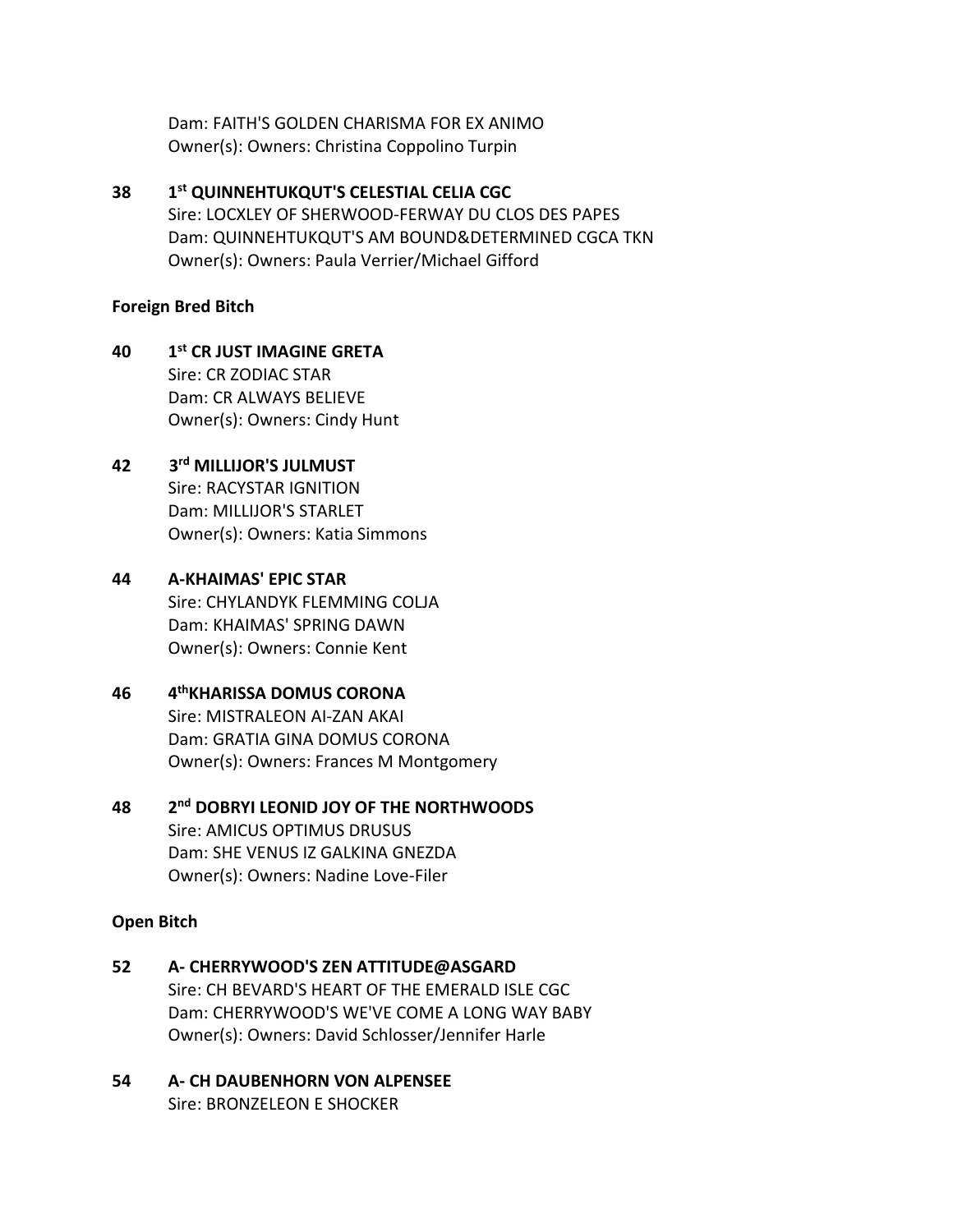Dam: FAITH'S GOLDEN CHARISMA FOR EX ANIMO
Owner(s): Owners: Christina Coppolino Turpin

**38 1st QUINNEHTUKQUT'S CELESTIAL CELIA CGC**
Sire: LOCXLEY OF SHERWOOD-FERWAY DU CLOS DES PAPES
Dam: QUINNEHTUKQUT'S AM BOUND&DETERMINED CGCA TKN
Owner(s): Owners: Paula Verrier/Michael Gifford

**Foreign Bred Bitch**

**40 1st CR JUST IMAGINE GRETA**
Sire: CR ZODIAC STAR
Dam: CR ALWAYS BELIEVE
Owner(s): Owners: Cindy Hunt

**42 3rd MILLIJOR'S JULMUST**
Sire: RACYSTAR IGNITION
Dam: MILLIJOR'S STARLET
Owner(s): Owners: Katia Simmons

**44 A-KHAIMAS' EPIC STAR**
Sire: CHYLANDYK FLEMMING COLJA
Dam: KHAIMAS' SPRING DAWN
Owner(s): Owners: Connie Kent

**46 4thKHARISSA DOMUS CORONA**
Sire: MISTRALEON AI-ZAN AKAI
Dam: GRATIA GINA DOMUS CORONA
Owner(s): Owners: Frances M Montgomery

**48 2nd DOBRYI LEONID JOY OF THE NORTHWOODS**
Sire: AMICUS OPTIMUS DRUSUS
Dam: SHE VENUS IZ GALKINA GNEZDA
Owner(s): Owners: Nadine Love-Filer

**Open Bitch**

**52 A- CHERRYWOOD'S ZEN ATTITUDE@ASGARD**
Sire: CH BEVARD'S HEART OF THE EMERALD ISLE CGC
Dam: CHERRYWOOD'S WE'VE COME A LONG WAY BABY
Owner(s): Owners: David Schlosser/Jennifer Harle

**54 A- CH DAUBENHORN VON ALPENSEE**
Sire: BRONZELEON E SHOCKER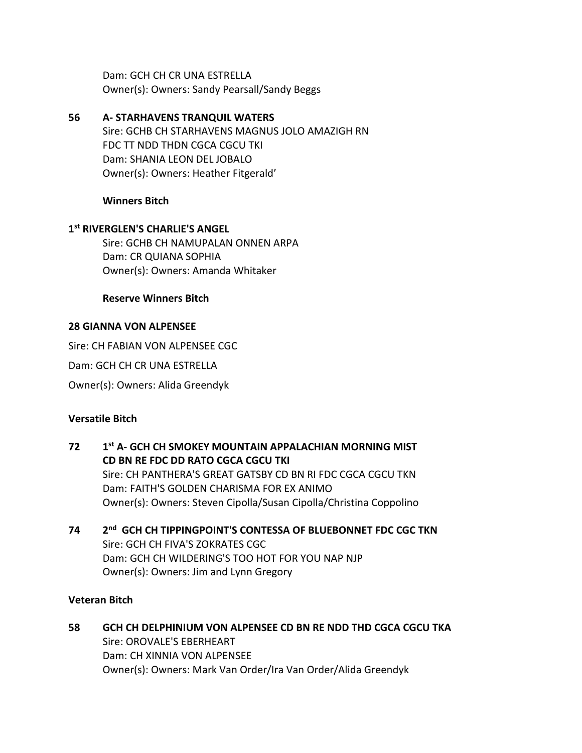Dam: GCH CH CR UNA ESTRELLA
Owner(s): Owners: Sandy Pearsall/Sandy Beggs

**56 A- STARHAVENS TRANQUIL WATERS**
Sire: GCHB CH STARHAVENS MAGNUS JOLO AMAZIGH RN FDC TT NDD THDN CGCA CGCU TKI
Dam: SHANIA LEON DEL JOBALO
Owner(s): Owners: Heather Fitgerald'

**Winners Bitch**

**1st RIVERGLEN'S CHARLIE'S ANGEL**
Sire: GCHB CH NAMUPALAN ONNEN ARPA
Dam: CR QUIANA SOPHIA
Owner(s): Owners: Amanda Whitaker

**Reserve Winners Bitch**

**28 GIANNA VON ALPENSEE**

Sire: CH FABIAN VON ALPENSEE CGC

Dam: GCH CH CR UNA ESTRELLA

Owner(s): Owners: Alida Greendyk

**Versatile Bitch**

**72 1st A- GCH CH SMOKEY MOUNTAIN APPALACHIAN MORNING MIST CD BN RE FDC DD RATO CGCA CGCU TKI**
Sire: CH PANTHERA'S GREAT GATSBY CD BN RI FDC CGCA CGCU TKN
Dam: FAITH'S GOLDEN CHARISMA FOR EX ANIMO
Owner(s): Owners: Steven Cipolla/Susan Cipolla/Christina Coppolino

**74 2nd GCH CH TIPPINGPOINT'S CONTESSA OF BLUEBONNET FDC CGC TKN**
Sire: GCH CH FIVA'S ZOKRATES CGC
Dam: GCH CH WILDERING'S TOO HOT FOR YOU NAP NJP
Owner(s): Owners: Jim and Lynn Gregory

**Veteran Bitch**

**58 GCH CH DELPHINIUM VON ALPENSEE CD BN RE NDD THD CGCA CGCU TKA**
Sire: OROVALE'S EBERHEART
Dam: CH XINNIA VON ALPENSEE
Owner(s): Owners: Mark Van Order/Ira Van Order/Alida Greendyk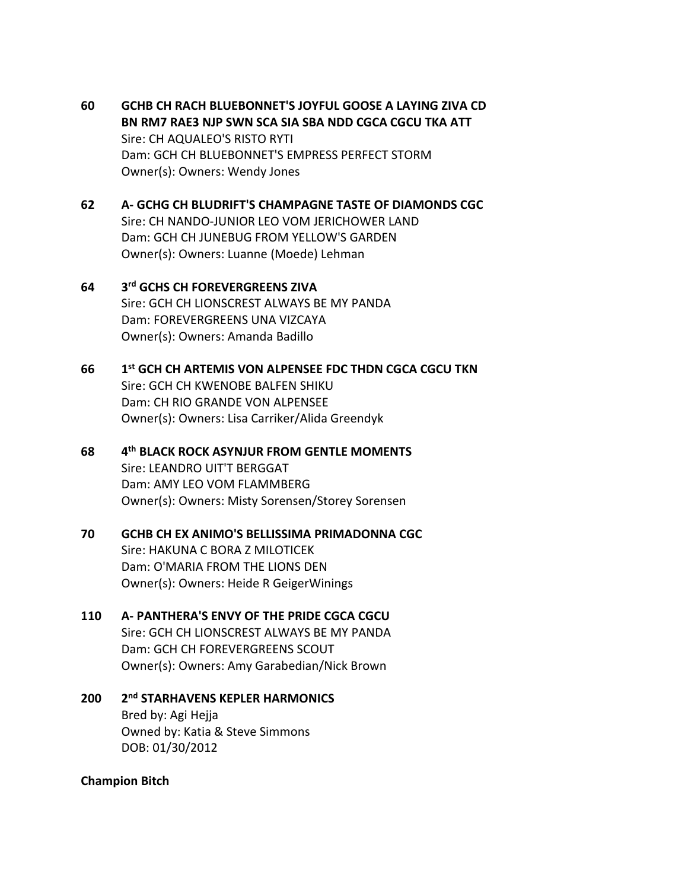**60 GCHB CH RACH BLUEBONNET'S JOYFUL GOOSE A LAYING ZIVA CD BN RM7 RAE3 NJP SWN SCA SIA SBA NDD CGCA CGCU TKA ATT**
Sire: CH AQUALEO'S RISTO RYTI
Dam: GCH CH BLUEBONNET'S EMPRESS PERFECT STORM
Owner(s): Owners: Wendy Jones

**62 A- GCHG CH BLUDRIFT'S CHAMPAGNE TASTE OF DIAMONDS CGC**
Sire: CH NANDO-JUNIOR LEO VOM JERICHOWER LAND
Dam: GCH CH JUNEBUG FROM YELLOW'S GARDEN
Owner(s): Owners: Luanne (Moede) Lehman

**64 3rd GCHS CH FOREVERGREENS ZIVA**
Sire: GCH CH LIONSCREST ALWAYS BE MY PANDA
Dam: FOREVERGREENS UNA VIZCAYA
Owner(s): Owners: Amanda Badillo

**66 1st GCH CH ARTEMIS VON ALPENSEE FDC THDN CGCA CGCU TKN**
Sire: GCH CH KWENOBE BALFEN SHIKU
Dam: CH RIO GRANDE VON ALPENSEE
Owner(s): Owners: Lisa Carriker/Alida Greendyk

**68 4th BLACK ROCK ASYNJUR FROM GENTLE MOMENTS**
Sire: LEANDRO UIT'T BERGGAT
Dam: AMY LEO VOM FLAMMBERG
Owner(s): Owners: Misty Sorensen/Storey Sorensen

**70 GCHB CH EX ANIMO'S BELLISSIMA PRIMADONNA CGC**
Sire: HAKUNA C BORA Z MILOTICEK
Dam: O'MARIA FROM THE LIONS DEN
Owner(s): Owners: Heide R GeigerWinings

**110 A- PANTHERA'S ENVY OF THE PRIDE CGCA CGCU**
Sire: GCH CH LIONSCREST ALWAYS BE MY PANDA
Dam: GCH CH FOREVERGREENS SCOUT
Owner(s): Owners: Amy Garabedian/Nick Brown

**200 2nd STARHAVENS KEPLER HARMONICS**
Bred by: Agi Hejja
Owned by: Katia & Steve Simmons
DOB: 01/30/2012

**Champion Bitch**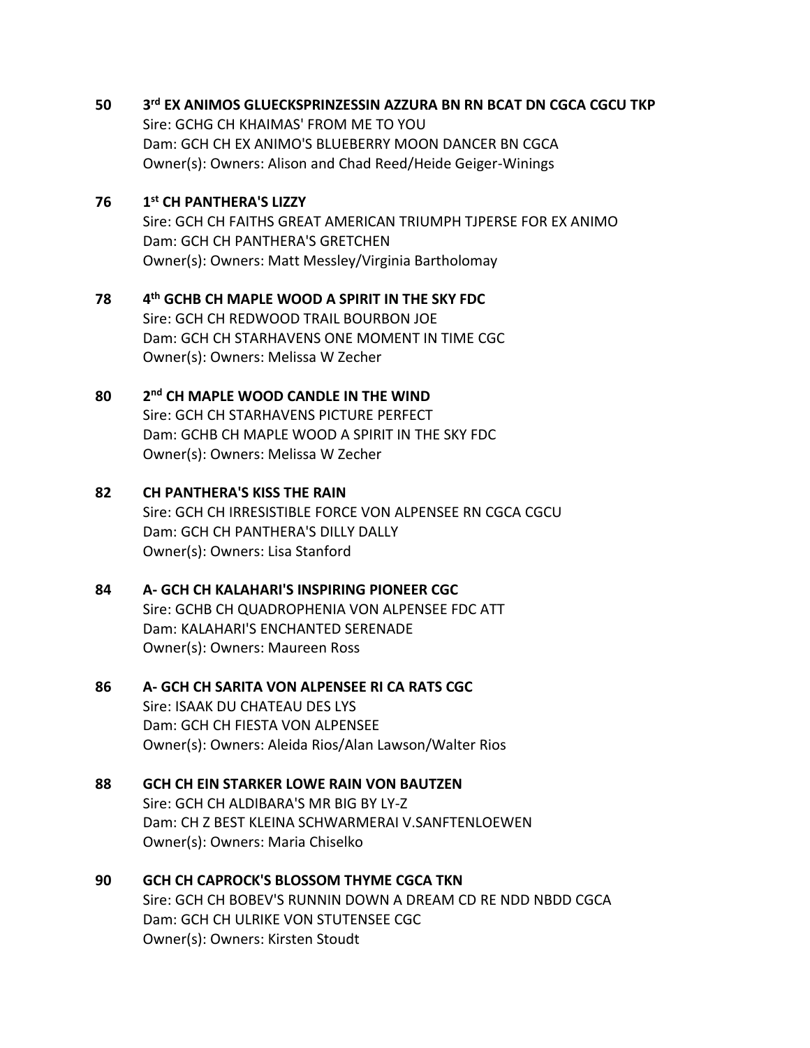**50 3rd EX ANIMOS GLUECKSPRINZESSIN AZZURA BN RN BCAT DN CGCA CGCU TKP**
Sire: GCHG CH KHAIMAS' FROM ME TO YOU
Dam: GCH CH EX ANIMO'S BLUEBERRY MOON DANCER BN CGCA
Owner(s): Owners: Alison and Chad Reed/Heide Geiger-Winings

**76 1st CH PANTHERA'S LIZZY**
Sire: GCH CH FAITHS GREAT AMERICAN TRIUMPH TJPERSE FOR EX ANIMO
Dam: GCH CH PANTHERA'S GRETCHEN
Owner(s): Owners: Matt Messley/Virginia Bartholomay

**78 4th GCHB CH MAPLE WOOD A SPIRIT IN THE SKY FDC**
Sire: GCH CH REDWOOD TRAIL BOURBON JOE
Dam: GCH CH STARHAVENS ONE MOMENT IN TIME CGC
Owner(s): Owners: Melissa W Zecher

**80 2nd CH MAPLE WOOD CANDLE IN THE WIND**
Sire: GCH CH STARHAVENS PICTURE PERFECT
Dam: GCHB CH MAPLE WOOD A SPIRIT IN THE SKY FDC
Owner(s): Owners: Melissa W Zecher

**82 CH PANTHERA'S KISS THE RAIN**
Sire: GCH CH IRRESISTIBLE FORCE VON ALPENSEE RN CGCA CGCU
Dam: GCH CH PANTHERA'S DILLY DALLY
Owner(s): Owners: Lisa Stanford

**84 A- GCH CH KALAHARI'S INSPIRING PIONEER CGC**
Sire: GCHB CH QUADROPHENIA VON ALPENSEE FDC ATT
Dam: KALAHARI'S ENCHANTED SERENADE
Owner(s): Owners: Maureen Ross

**86 A- GCH CH SARITA VON ALPENSEE RI CA RATS CGC**
Sire: ISAAK DU CHATEAU DES LYS
Dam: GCH CH FIESTA VON ALPENSEE
Owner(s): Owners: Aleida Rios/Alan Lawson/Walter Rios

**88 GCH CH EIN STARKER LOWE RAIN VON BAUTZEN**
Sire: GCH CH ALDIBARA'S MR BIG BY LY-Z
Dam: CH Z BEST KLEINA SCHWARMERAI V.SANFTENLOEWEN
Owner(s): Owners: Maria Chiselko

**90 GCH CH CAPROCK'S BLOSSOM THYME CGCA TKN**
Sire: GCH CH BOBEV'S RUNNIN DOWN A DREAM CD RE NDD NBDD CGCA
Dam: GCH CH ULRIKE VON STUTENSEE CGC
Owner(s): Owners: Kirsten Stoudt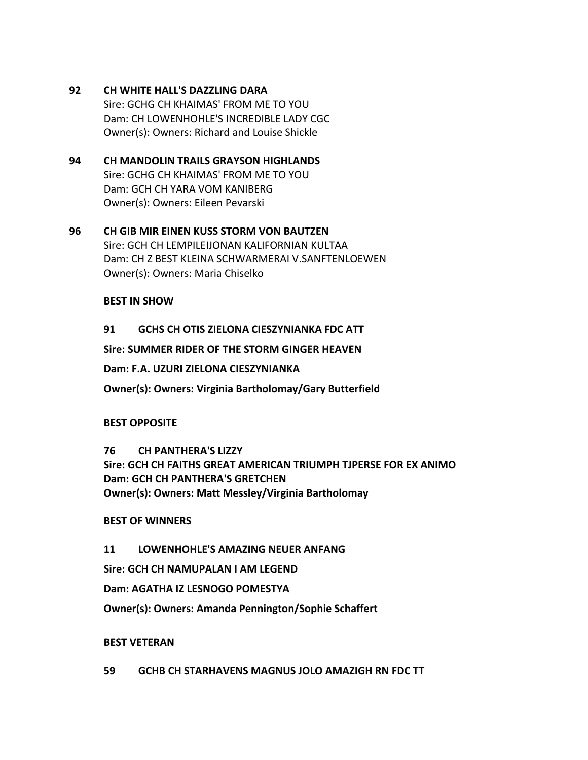**92 CH WHITE HALL'S DAZZLING DARA**
Sire: GCHG CH KHAIMAS' FROM ME TO YOU
Dam: CH LOWENHOHLE'S INCREDIBLE LADY CGC
Owner(s): Owners: Richard and Louise Shickle

**94 CH MANDOLIN TRAILS GRAYSON HIGHLANDS**
Sire: GCHG CH KHAIMAS' FROM ME TO YOU
Dam: GCH CH YARA VOM KANIBERG
Owner(s): Owners: Eileen Pevarski

**96 CH GIB MIR EINEN KUSS STORM VON BAUTZEN**
Sire: GCH CH LEMPILEIJONAN KALIFORNIAN KULTAA
Dam: CH Z BEST KLEINA SCHWARMERAI V.SANFTENLOEWEN
Owner(s): Owners: Maria Chiselko

**BEST IN SHOW**

**91 GCHS CH OTIS ZIELONA CIESZYNIANKA FDC ATT**

**Sire: SUMMER RIDER OF THE STORM GINGER HEAVEN**

**Dam: F.A. UZURI ZIELONA CIESZYNIANKA**

**Owner(s): Owners: Virginia Bartholomay/Gary Butterfield**

**BEST OPPOSITE**

**76 CH PANTHERA'S LIZZY**
**Sire: GCH CH FAITHS GREAT AMERICAN TRIUMPH TJPERSE FOR EX ANIMO**
**Dam: GCH CH PANTHERA'S GRETCHEN**
**Owner(s): Owners: Matt Messley/Virginia Bartholomay**

**BEST OF WINNERS**

**11 LOWENHOHLE'S AMAZING NEUER ANFANG**

**Sire: GCH CH NAMUPALAN I AM LEGEND**

**Dam: AGATHA IZ LESNOGO POMESTYA**

**Owner(s): Owners: Amanda Pennington/Sophie Schaffert**

**BEST VETERAN**

**59 GCHB CH STARHAVENS MAGNUS JOLO AMAZIGH RN FDC TT**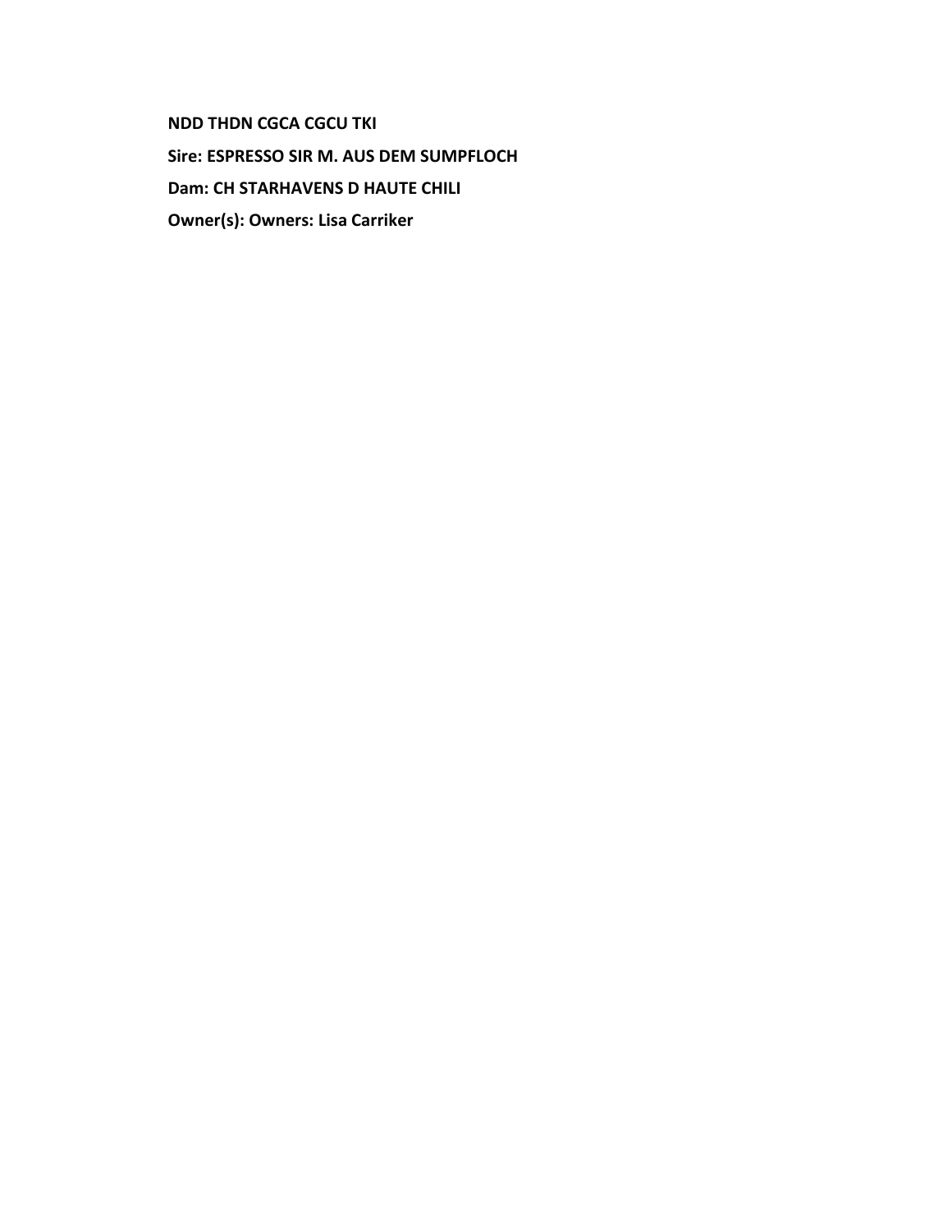**NDD THDN CGCA CGCU TKI**

**Sire: ESPRESSO SIR M. AUS DEM SUMPFLOCH**

**Dam: CH STARHAVENS D HAUTE CHILI**

**Owner(s): Owners: Lisa Carriker**